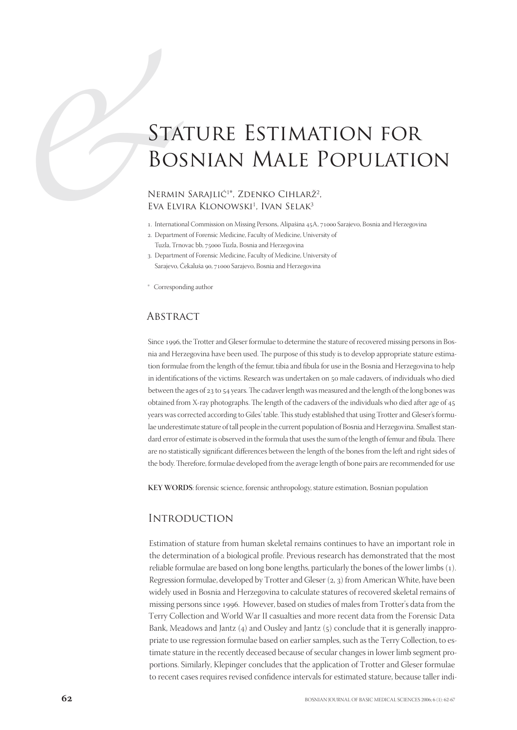# Stature Estimation for Bosnian Male Population

Nermin Sarajlić[1]*, Zdenko Cihlarž[2], Eva Elvira Klonowski[1], Ivan Selak[3]

1. International Commission on Missing Persons, Alipašina 45A, 71000 Sarajevo, Bosnia and Herzegovina
2. Department of Forensic Medicine, Faculty of Medicine, University of Tuzla, Trnovac bb, 75000 Tuzla, Bosnia and Herzegovina
3. Department of Forensic Medicine, Faculty of Medicine, University of Sarajevo, Čekaluša 90, 71000 Sarajevo, Bosnia and Herzegovina

\* Corresponding author

## Abstract

Since 1996, the Trotter and Gleser formulae to determine the stature of recovered missing persons in Bosnia and Herzegovina have been used. The purpose of this study is to develop appropriate stature estimation formulae from the length of the femur, tibia and fibula for use in the Bosnia and Herzegovina to help in identifications of the victims. Research was undertaken on 50 male cadavers, of individuals who died between the ages of 23 to 54 years. The cadaver length was measured and the length of the long bones was obtained from X-ray photographs. The length of the cadavers of the individuals who died after age of 45 years was corrected according to Giles' table. This study established that using Trotter and Gleser's formulae underestimate stature of tall people in the current population of Bosnia and Herzegovina. Smallest standard error of estimate is observed in the formula that uses the sum of the length of femur and fibula. There are no statistically significant differences between the length of the bones from the left and right sides of the body. Therefore, formulae developed from the average length of bone pairs are recommended for use

**KEY WORDS**: forensic science, forensic anthropology, stature estimation, Bosnian population

## Introduction

Estimation of stature from human skeletal remains continues to have an important role in the determination of a biological profile. Previous research has demonstrated that the most reliable formulae are based on long bone lengths, particularly the bones of the lower limbs (1). Regression formulae, developed by Trotter and Gleser (2, 3) from American White, have been widely used in Bosnia and Herzegovina to calculate statures of recovered skeletal remains of missing persons since 1996. However, based on studies of males from Trotter's data from the Terry Collection and World War II casualties and more recent data from the Forensic Data Bank, Meadows and Jantz (4) and Ousley and Jantz (5) conclude that it is generally inappropriate to use regression formulae based on earlier samples, such as the Terry Collection, to estimate stature in the recently deceased because of secular changes in lower limb segment proportions. Similarly, Klepinger concludes that the application of Trotter and Gleser formulae to recent cases requires revised confidence intervals for estimated stature, because taller indi-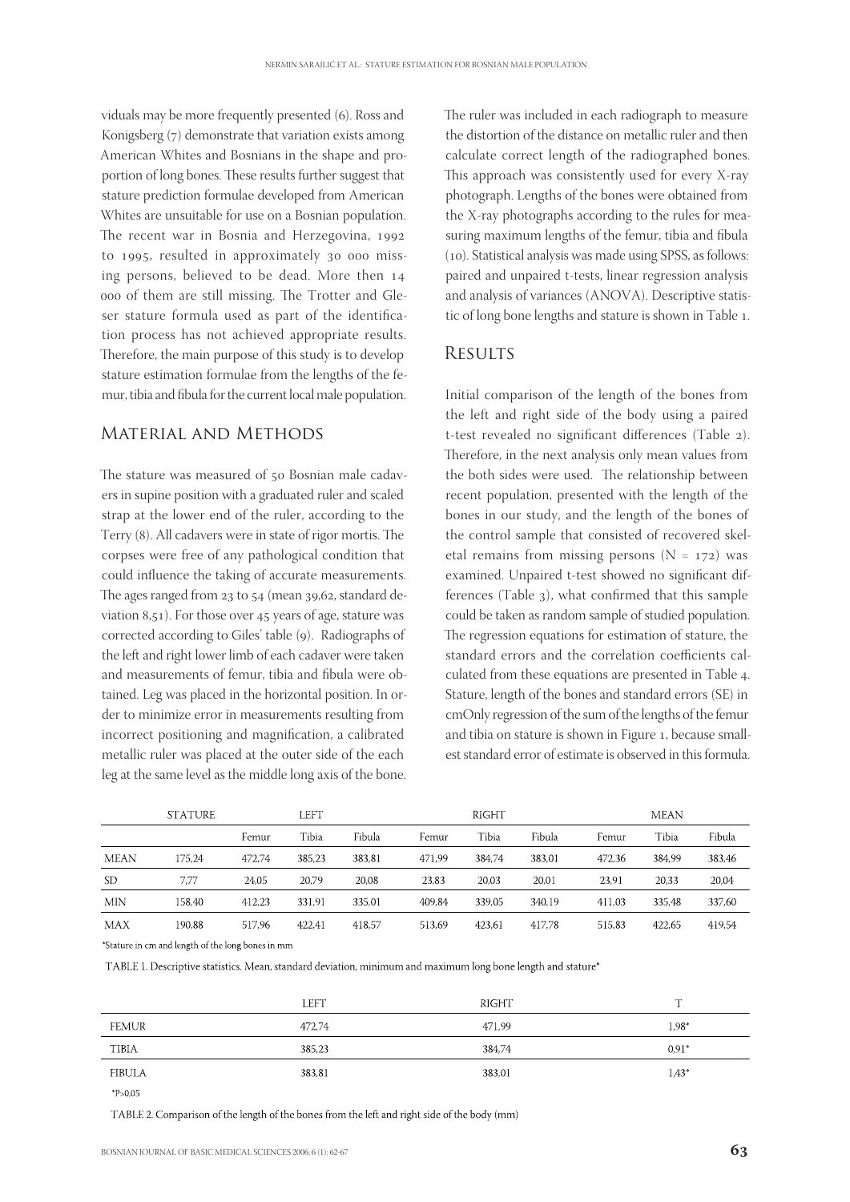viduals may be more frequently presented (6). Ross and Konigsberg (7) demonstrate that variation exists among American Whites and Bosnians in the shape and proportion of long bones. These results further suggest that stature prediction formulae developed from American Whites are unsuitable for use on a Bosnian population. The recent war in Bosnia and Herzegovina, 1992 to 1995, resulted in approximately 30 000 missing persons, believed to be dead. More then 14 000 of them are still missing. The Trotter and Gleser stature formula used as part of the identification process has not achieved appropriate results. Therefore, the main purpose of this study is to develop stature estimation formulae from the lengths of the femur, tibia and fibula for the current local male population.

## Material and Methods

The stature was measured of 50 Bosnian male cadavers in supine position with a graduated ruler and scaled strap at the lower end of the ruler, according to the Terry (8). All cadavers were in state of rigor mortis. The corpses were free of any pathological condition that could influence the taking of accurate measurements. The ages ranged from 23 to 54 (mean 39,62, standard deviation 8,51). For those over 45 years of age, stature was corrected according to Giles' table (9). Radiographs of the left and right lower limb of each cadaver were taken and measurements of femur, tibia and fibula were obtained. Leg was placed in the horizontal position. In order to minimize error in measurements resulting from incorrect positioning and magnification, a calibrated metallic ruler was placed at the outer side of the each leg at the same level as the middle long axis of the bone. The ruler was included in each radiograph to measure the distortion of the distance on metallic ruler and then calculate correct length of the radiographed bones. This approach was consistently used for every X-ray photograph. Lengths of the bones were obtained from the X-ray photographs according to the rules for measuring maximum lengths of the femur, tibia and fibula (10). Statistical analysis was made using SPSS, as follows: paired and unpaired t-tests, linear regression analysis and analysis of variances (ANOVA). Descriptive statistic of long bone lengths and stature is shown in Table 1.

## Results

Initial comparison of the length of the bones from the left and right side of the body using a paired t-test revealed no significant differences (Table 2). Therefore, in the next analysis only mean values from the both sides were used. The relationship between recent population, presented with the length of the bones in our study, and the length of the bones of the control sample that consisted of recovered skeletal remains from missing persons (N = 172) was examined. Unpaired t-test showed no significant differences (Table 3), what confirmed that this sample could be taken as random sample of studied population. The regression equations for estimation of stature, the standard errors and the correlation coefficients calculated from these equations are presented in Table 4. Stature, length of the bones and standard errors (SE) in cmOnly regression of the sum of the lengths of the femur and tibia on stature is shown in Figure 1, because smallest standard error of estimate is observed in this formula.

| | STATURE | LEFT | | | RIGHT | | | MEAN | | |
|---|---|---|---|---|---|---|---|---|---|---|
| | | Femur | Tibia | Fibula | Femur | Tibia | Fibula | Femur | Tibia | Fibula |
| MEAN | 175,24 | 472,74 | 385,23 | 383,81 | 471,99 | 384,74 | 383,01 | 472,36 | 384,99 | 383,46 |
| SD | 7,77 | 24,05 | 20,79 | 20,08 | 23,83 | 20,03 | 20,01 | 23,91 | 20,33 | 20,04 |
| MIN | 158,40 | 412,23 | 331,91 | 335,01 | 409,84 | 339,05 | 340,19 | 411,03 | 335,48 | 337,60 |
| MAX | 190,88 | 517,96 | 422,41 | 418,57 | 513,69 | 423,61 | 417,78 | 515,83 | 422,65 | 419,54 |

*Stature in cm and length of the long bones in mm

TABLE 1. Descriptive statistics. Mean, standard deviation, minimum and maximum long bone length and stature*

| | LEFT | RIGHT | T |
|---|---|---|---|
| FEMUR | 472,74 | 471,99 | 1,98* |
| TIBIA | 385,23 | 384,74 | 0,91* |
| FIBULA | 383,81 | 383,01 | 1,43* |

*P>0,05

TABLE 2. Comparison of the length of the bones from the left and right side of the body (mm)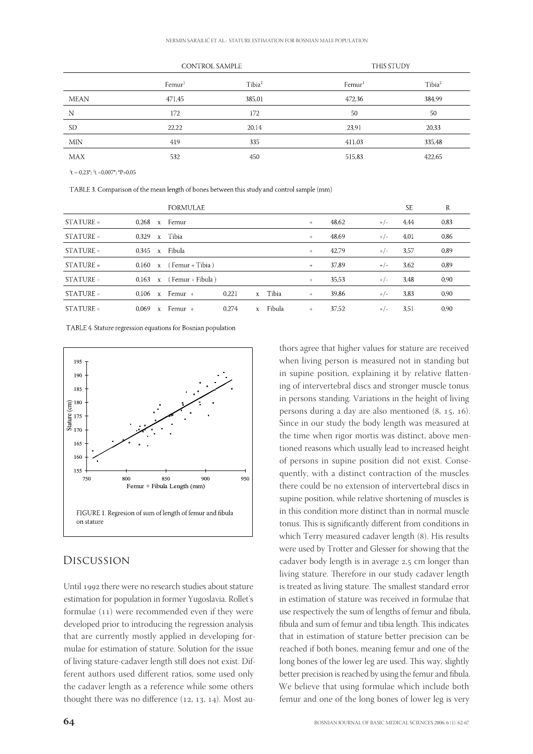| | CONTROL SAMPLE | | THIS STUDY | |
|---|---|---|---|---|
| | Femur[1] | Tibia[2] | Femur[1] | Tibia[2] |
| MEAN | 471,45 | 385,01 | 472,36 | 384,99 |
| N | 172 | 172 | 50 | 50 |
| SD | 22,22 | 20,14 | 23,91 | 20,33 |
| MIN | 419 | 335 | 411,03 | 335,48 |
| MAX | 532 | 450 | 515,83 | 422,65 |

[1]t =-0,23*; [2]t =0,007*; *P>0,05

TABLE 3. Comparison of the mean length of bones between this study and control sample (mm)

| | FORMULAE | | | | | SE | R |
|---|---|---|---|---|---|---|---|
| STATURE = | 0,268 x Femur | | + | 48,62 | +/- | 4,44 | 0,83 |
| STATURE = | 0,329 x Tibia | | + | 48,69 | +/- | 4,01 | 0,86 |
| STATURE = | 0,345 x Fibula | | + | 42,79 | +/- | 3,57 | 0,89 |
| STATURE = | 0,160 x ( Femur + Tibia ) | | + | 37,89 | +/- | 3,62 | 0,89 |
| STATURE = | 0,163 x ( Femur + Fibula ) | | + | 35,53 | +/- | 3,48 | 0,90 |
| STATURE = | 0,106 x Femur + | 0,221 x Tibia | + | 39,86 | +/- | 3,83 | 0,90 |
| STATURE = | 0,069 x Femur + | 0,274 x Fibula | + | 37,52 | +/- | 3,51 | 0,90 |

TABLE 4. Stature regression equations for Bosnian population

FIGURE 1. Regresion of sum of length of femur and fibula on stature

## Discussion

Until 1992 there were no research studies about stature estimation for population in former Yugoslavia. Rollet's formulae (11) were recommended even if they were developed prior to introducing the regression analysis that are currently mostly applied in developing formulae for estimation of stature. Solution for the issue of living stature-cadaver length still does not exist. Different authors used different ratios, some used only the cadaver length as a reference while some others thought there was no difference (12, 13, 14). Most authors agree that higher values for stature are received when living person is measured not in standing but in supine position, explaining it by relative flattening of intervertebral discs and stronger muscle tonus in persons standing. Variations in the height of living persons during a day are also mentioned (8, 15, 16). Since in our study the body length was measured at the time when rigor mortis was distinct, above mentioned reasons which usually lead to increased height of persons in supine position did not exist. Consequently, with a distinct contraction of the muscles there could be no extension of intervertebral discs in supine position, while relative shortening of muscles is in this condition more distinct than in normal muscle tonus. This is significantly different from conditions in which Terry measured cadaver length (8). His results were used by Trotter and Glesser for showing that the cadaver body length is in average 2,5 cm longer than living stature. Therefore in our study cadaver length is treated as living stature. The smallest standard error in estimation of stature was received in formulae that use respectively the sum of lengths of femur and fibula, fibula and sum of femur and tibia length. This indicates that in estimation of stature better precision can be reached if both bones, meaning femur and one of the long bones of the lower leg are used. This way, slightly better precision is reached by using the femur and fibula. We believe that using formulae which include both femur and one of the long bones of lower leg is very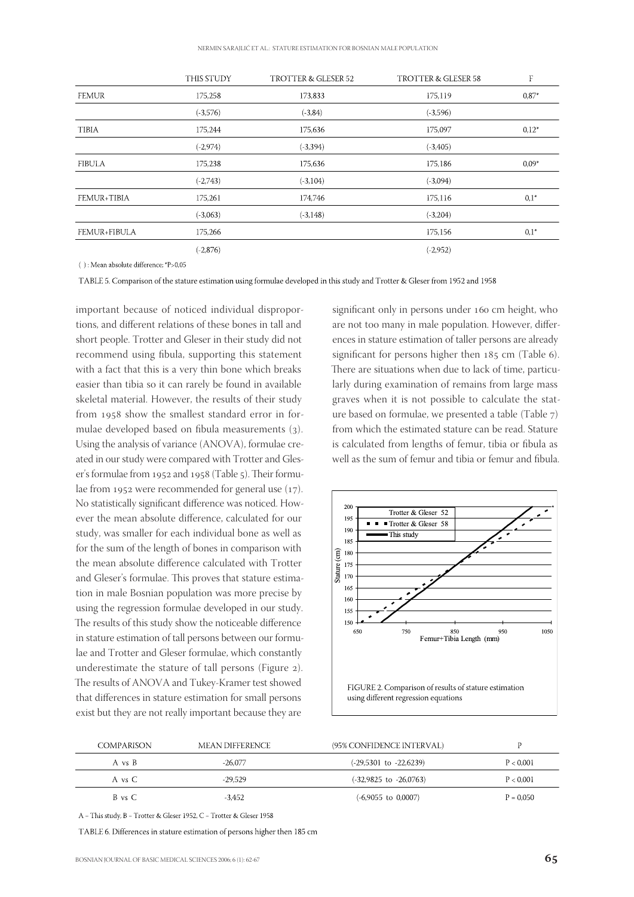| | THIS STUDY | TROTTER & GLESER 52 | TROTTER & GLESER 58 | F |
|---|---|---|---|---|
| FEMUR | 175,258 | 173,833 | 175,119 | 0,87* |
| | (-3,576) | (-3,84) | (-3,596) | |
| TIBIA | 175,244 | 175,636 | 175,097 | 0,12* |
| | (-2,974) | (-3,394) | (-3,405) | |
| FIBULA | 175,238 | 175,636 | 175,186 | 0,09* |
| | (-2,743) | (-3,104) | (-3,094) | |
| FEMUR+TIBIA | 175,261 | 174,746 | 175,116 | 0,1* |
| | (-3,063) | (-3,148) | (-3,204) | |
| FEMUR+FIBULA | 175,266 | | 175,156 | 0,1* |
| | (-2,876) | | (-2,952) | |

( ) : Mean absolute difference; *P>0,05

TABLE 5. Comparison of the stature estimation using formulae developed in this study and Trotter & Gleser from 1952 and 1958

important because of noticed individual disproportions, and different relations of these bones in tall and short people. Trotter and Gleser in their study did not recommend using fibula, supporting this statement with a fact that this is a very thin bone which breaks easier than tibia so it can rarely be found in available skeletal material. However, the results of their study from 1958 show the smallest standard error in formulae developed based on fibula measurements (3). Using the analysis of variance (ANOVA), formulae created in our study were compared with Trotter and Gleser's formulae from 1952 and 1958 (Table 5). Their formulae from 1952 were recommended for general use (17). No statistically significant difference was noticed. However the mean absolute difference, calculated for our study, was smaller for each individual bone as well as for the sum of the length of bones in comparison with the mean absolute difference calculated with Trotter and Gleser's formulae. This proves that stature estimation in male Bosnian population was more precise by using the regression formulae developed in our study. The results of this study show the noticeable difference in stature estimation of tall persons between our formulae and Trotter and Gleser formulae, which constantly underestimate the stature of tall persons (Figure 2). The results of ANOVA and Tukey-Kramer test showed that differences in stature estimation for small persons exist but they are not really important because they are significant only in persons under 160 cm height, who are not too many in male population. However, differences in stature estimation of taller persons are already significant for persons higher then 185 cm (Table 6). There are situations when due to lack of time, particularly during examination of remains from large mass graves when it is not possible to calculate the stature based on formulae, we presented a table (Table 7) from which the estimated stature can be read. Stature is calculated from lengths of femur, tibia or fibula as well as the sum of femur and tibia or femur and fibula.

FIGURE 2. Comparison of results of stature estimation using different regression equations

| COMPARISON | MEAN DIFFERENCE | (95% CONFIDENCE INTERVAL) | P |
|---|---|---|---|
| A vs B | -26,077 | (-29,5301 to -22,6239) | P < 0,001 |
| A vs C | -29,529 | (-32,9825 to -26,0763) | P < 0,001 |
| B vs C | -3,452 | (-6,9055 to 0,0007) | P = 0,050 |

A = This study, B = Trotter & Gleser 1952, C = Trotter & Gleser 1958

TABLE 6. Differences in stature estimation of persons higher then 185 cm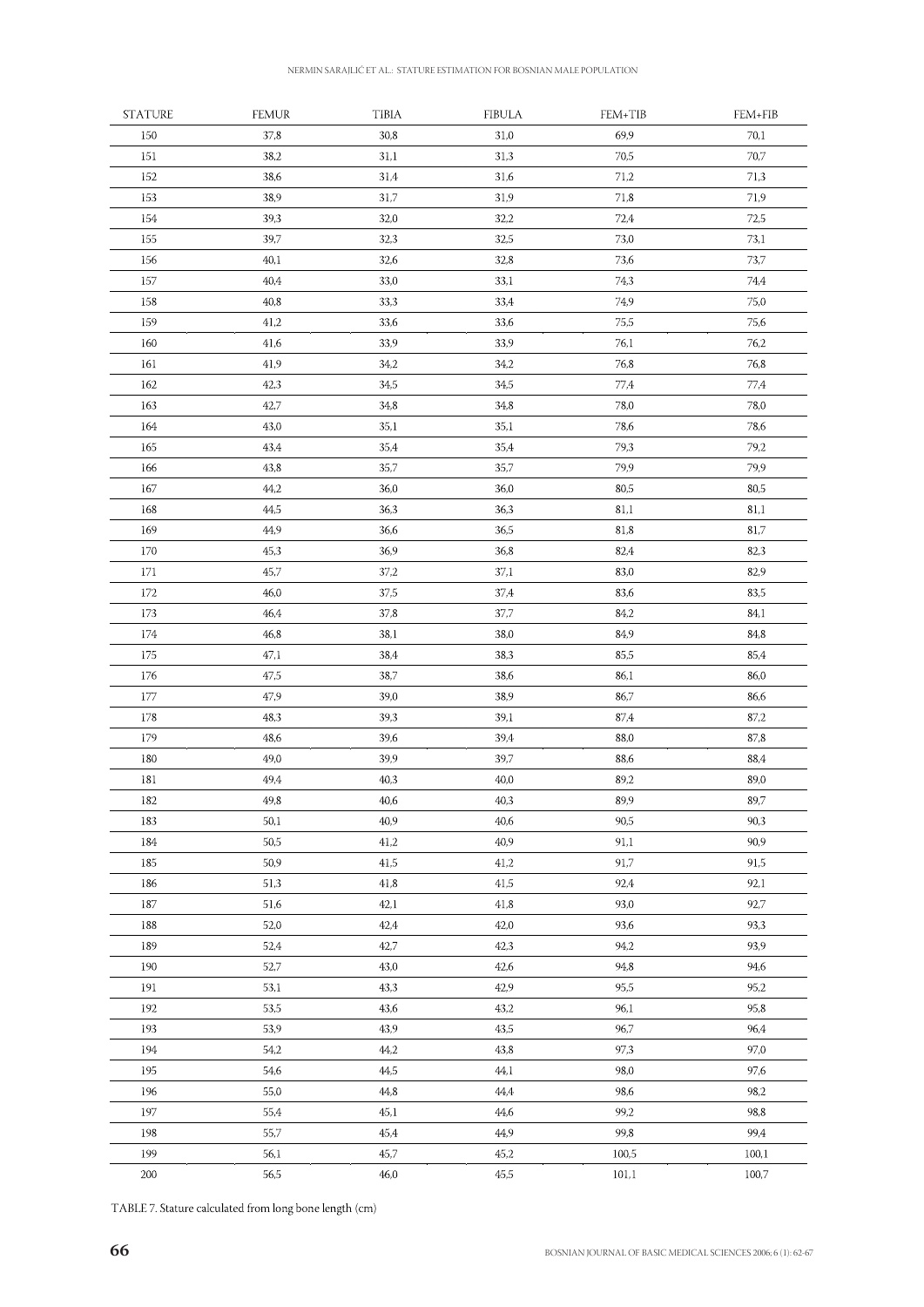| STATURE | FEMUR | TIBIA | FIBULA | FEM+TIB | FEM+FIB |
|---|---|---|---|---|---|
| 150 | 37,8 | 30,8 | 31,0 | 69,9 | 70,1 |
| 151 | 38,2 | 31,1 | 31,3 | 70,5 | 70,7 |
| 152 | 38,6 | 31,4 | 31,6 | 71,2 | 71,3 |
| 153 | 38,9 | 31,7 | 31,9 | 71,8 | 71,9 |
| 154 | 39,3 | 32,0 | 32,2 | 72,4 | 72,5 |
| 155 | 39,7 | 32,3 | 32,5 | 73,0 | 73,1 |
| 156 | 40,1 | 32,6 | 32,8 | 73,6 | 73,7 |
| 157 | 40,4 | 33,0 | 33,1 | 74,3 | 74,4 |
| 158 | 40,8 | 33,3 | 33,4 | 74,9 | 75,0 |
| 159 | 41,2 | 33,6 | 33,6 | 75,5 | 75,6 |
| 160 | 41,6 | 33,9 | 33,9 | 76,1 | 76,2 |
| 161 | 41,9 | 34,2 | 34,2 | 76,8 | 76,8 |
| 162 | 42,3 | 34,5 | 34,5 | 77,4 | 77,4 |
| 163 | 42,7 | 34,8 | 34,8 | 78,0 | 78,0 |
| 164 | 43,0 | 35,1 | 35,1 | 78,6 | 78,6 |
| 165 | 43,4 | 35,4 | 35,4 | 79,3 | 79,2 |
| 166 | 43,8 | 35,7 | 35,7 | 79,9 | 79,9 |
| 167 | 44,2 | 36,0 | 36,0 | 80,5 | 80,5 |
| 168 | 44,5 | 36,3 | 36,3 | 81,1 | 81,1 |
| 169 | 44,9 | 36,6 | 36,5 | 81,8 | 81,7 |
| 170 | 45,3 | 36,9 | 36,8 | 82,4 | 82,3 |
| 171 | 45,7 | 37,2 | 37,1 | 83,0 | 82,9 |
| 172 | 46,0 | 37,5 | 37,4 | 83,6 | 83,5 |
| 173 | 46,4 | 37,8 | 37,7 | 84,2 | 84,1 |
| 174 | 46,8 | 38,1 | 38,0 | 84,9 | 84,8 |
| 175 | 47,1 | 38,4 | 38,3 | 85,5 | 85,4 |
| 176 | 47,5 | 38,7 | 38,6 | 86,1 | 86,0 |
| 177 | 47,9 | 39,0 | 38,9 | 86,7 | 86,6 |
| 178 | 48,3 | 39,3 | 39,1 | 87,4 | 87,2 |
| 179 | 48,6 | 39,6 | 39,4 | 88,0 | 87,8 |
| 180 | 49,0 | 39,9 | 39,7 | 88,6 | 88,4 |
| 181 | 49,4 | 40,3 | 40,0 | 89,2 | 89,0 |
| 182 | 49,8 | 40,6 | 40,3 | 89,9 | 89,7 |
| 183 | 50,1 | 40,9 | 40,6 | 90,5 | 90,3 |
| 184 | 50,5 | 41,2 | 40,9 | 91,1 | 90,9 |
| 185 | 50,9 | 41,5 | 41,2 | 91,7 | 91,5 |
| 186 | 51,3 | 41,8 | 41,5 | 92,4 | 92,1 |
| 187 | 51,6 | 42,1 | 41,8 | 93,0 | 92,7 |
| 188 | 52,0 | 42,4 | 42,0 | 93,6 | 93,3 |
| 189 | 52,4 | 42,7 | 42,3 | 94,2 | 93,9 |
| 190 | 52,7 | 43,0 | 42,6 | 94,8 | 94,6 |
| 191 | 53,1 | 43,3 | 42,9 | 95,5 | 95,2 |
| 192 | 53,5 | 43,6 | 43,2 | 96,1 | 95,8 |
| 193 | 53,9 | 43,9 | 43,5 | 96,7 | 96,4 |
| 194 | 54,2 | 44,2 | 43,8 | 97,3 | 97,0 |
| 195 | 54,6 | 44,5 | 44,1 | 98,0 | 97,6 |
| 196 | 55,0 | 44,8 | 44,4 | 98,6 | 98,2 |
| 197 | 55,4 | 45,1 | 44,6 | 99,2 | 98,8 |
| 198 | 55,7 | 45,4 | 44,9 | 99,8 | 99,4 |
| 199 | 56,1 | 45,7 | 45,2 | 100,5 | 100,1 |
| 200 | 56,5 | 46,0 | 45,5 | 101,1 | 100,7 |

TABLE 7. Stature calculated from long bone length (cm)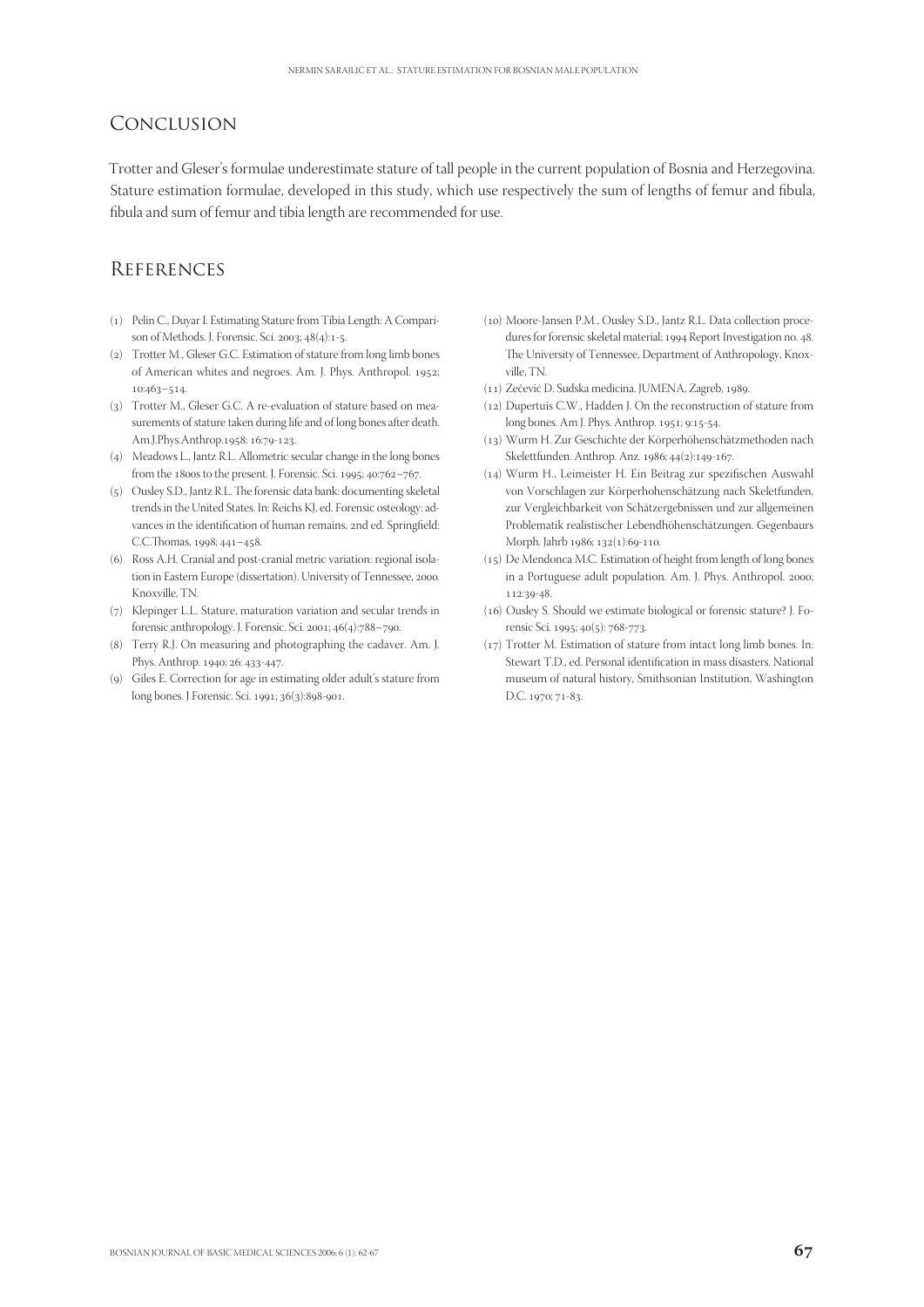## Conclusion

Trotter and Gleser's formulae underestimate stature of tall people in the current population of Bosnia and Herzegovina. Stature estimation formulae, developed in this study, which use respectively the sum of lengths of femur and fibula, fibula and sum of femur and tibia length are recommended for use.

## References

(1) Pelin C., Duyar I. Estimating Stature from Tibia Length: A Comparison of Methods. J. Forensic. Sci. 2003; 48(4):1-5.

(2) Trotter M., Gleser G.C. Estimation of stature from long limb bones of American whites and negroes. Am. J. Phys. Anthropol. 1952; 10:463–514.

(3) Trotter M., Gleser G.C. A re-evaluation of stature based on measurements of stature taken during life and of long bones after death. Am.J.Phys.Anthrop.1958; 16:79-123.

(4) Meadows L., Jantz R.L. Allometric secular change in the long bones from the 1800s to the present. J. Forensic. Sci. 1995; 40:762–767.

(5) Ousley S.D., Jantz R.L. The forensic data bank: documenting skeletal trends in the United States. In: Reichs KJ, ed. Forensic osteology: advances in the identification of human remains, 2nd ed. Springfield: C.C.Thomas, 1998; 441–458.

(6) Ross A.H. Cranial and post-cranial metric variation: regional isolation in Eastern Europe (dissertation). University of Tennessee, 2000. Knoxville, TN.

(7) Klepinger L.L. Stature, maturation variation and secular trends in forensic anthropology. J. Forensic. Sci. 2001; 46(4):788–790.

(8) Terry R.J. On measuring and photographing the cadaver. Am. J. Phys. Anthrop. 1940; 26: 433-447.

(9) Giles E. Correction for age in estimating older adult's stature from long bones. J Forensic. Sci. 1991; 36(3):898-901.

(10) Moore-Jansen P.M., Ousley S.D., Jantz R.L. Data collection procedures for forensic skeletal material; 1994 Report Investigation no. 48. The University of Tennessee, Department of Anthropology, Knoxville, TN.

(11) Zečević D. Sudska medicina. JUMENA, Zagreb, 1989.

(12) Dupertuis C.W., Hadden J. On the reconstruction of stature from long bones. Am J. Phys. Anthrop. 1951; 9:15-54.

(13) Wurm H. Zur Geschichte der Körperhöhenschätzmethoden nach Skelettfunden. Anthrop. Anz. 1986; 44(2):149-167.

(14) Wurm H., Leimeister H. Ein Beitrag zur spezifischen Auswahl von Vorschlagen zur Körperhohenschätzung nach Skeletfunden, zur Vergleichbarkeit von Schätzergebnissen und zur allgemeinen Problematik realistischer Lebendhöhenschätzungen. Gegenbaurs Morph. Jahrb 1986; 132(1):69-110.

(15) De Mendonca M.C. Estimation of height from length of long bones in a Portuguese adult population. Am. J. Phys. Anthropol. 2000; 112:39-48.

(16) Ousley S. Should we estimate biological or forensic stature? J. Forensic Sci. 1995; 40(5): 768-773.

(17) Trotter M. Estimation of stature from intact long limb bones. In: Stewart T.D., ed. Personal identification in mass disasters. National museum of natural history, Smithsonian Institution, Washington D.C. 1970; 71-83.